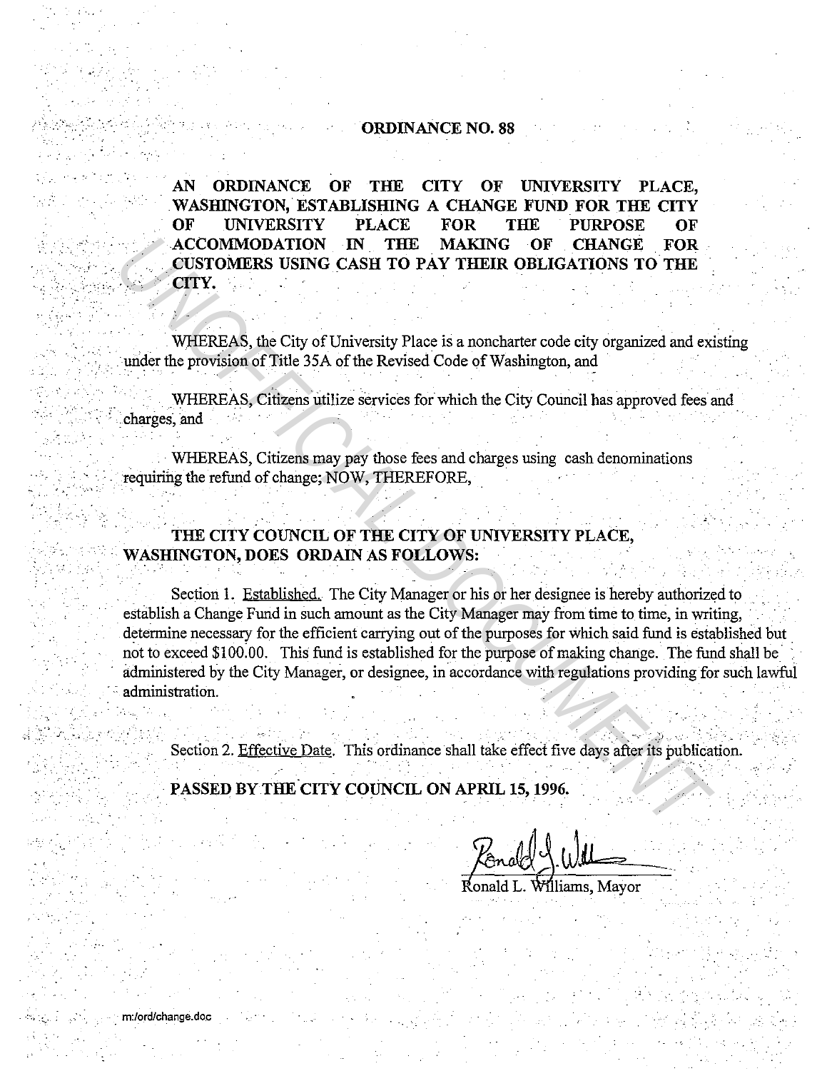# ORDINANCE NO. 88

**AN ORDINANCE OF THE CITY OF UNIVERSITY PLACE, WASHINGTON, ESTABLISHING A CHANGE FUND FOR THE CITY OF UNIVERSITY PLACE FOR THE PURPOSE OF ACCOMMODATION IN THE MAKING OF CHANGE FOR CUSTOMERS USING CASH TO PAY THEIR OBLIGATIONS TO THE CITY.**

WHEREAS, the City of University Place is a noncharter code city organized and existing under the provision of Title 35A of the Revised Code of Washington, and

WHEREAS, Citizens utilize services for which the City Council has approved fees and charges, and

WHEREAS, Citizens may pay those fees and charges using cash denominations requiring the refund of change; NOW, THEREFORE,

**THE CITY COUNCIL OF THE CITY OF UNIVERSITY PLACE, WASHINGTON, DOES ORDAIN AS FOLLOWS:**

Section 1. Established. The City Manager or his or her designee is hereby authorized to establish a Change Fund in such amount as the City Manager may from time to time, in writing, determine necessary for the efficient carrying out of the purposes for which said fund is established but not to exceed $100.00. This fund is established for the purpose of making change. The fund shall be administered by the City Manager, or designee, in accordance with regulations providing for such lawful administration.

Section 2. Effective Date. This ordinance shall take effect five days after its publication.

**PASSED BY THE CITY COUNCIL ON APRIL 15, 1996.**

Ronald L. Williams, Mayor

m:/ord/change.doc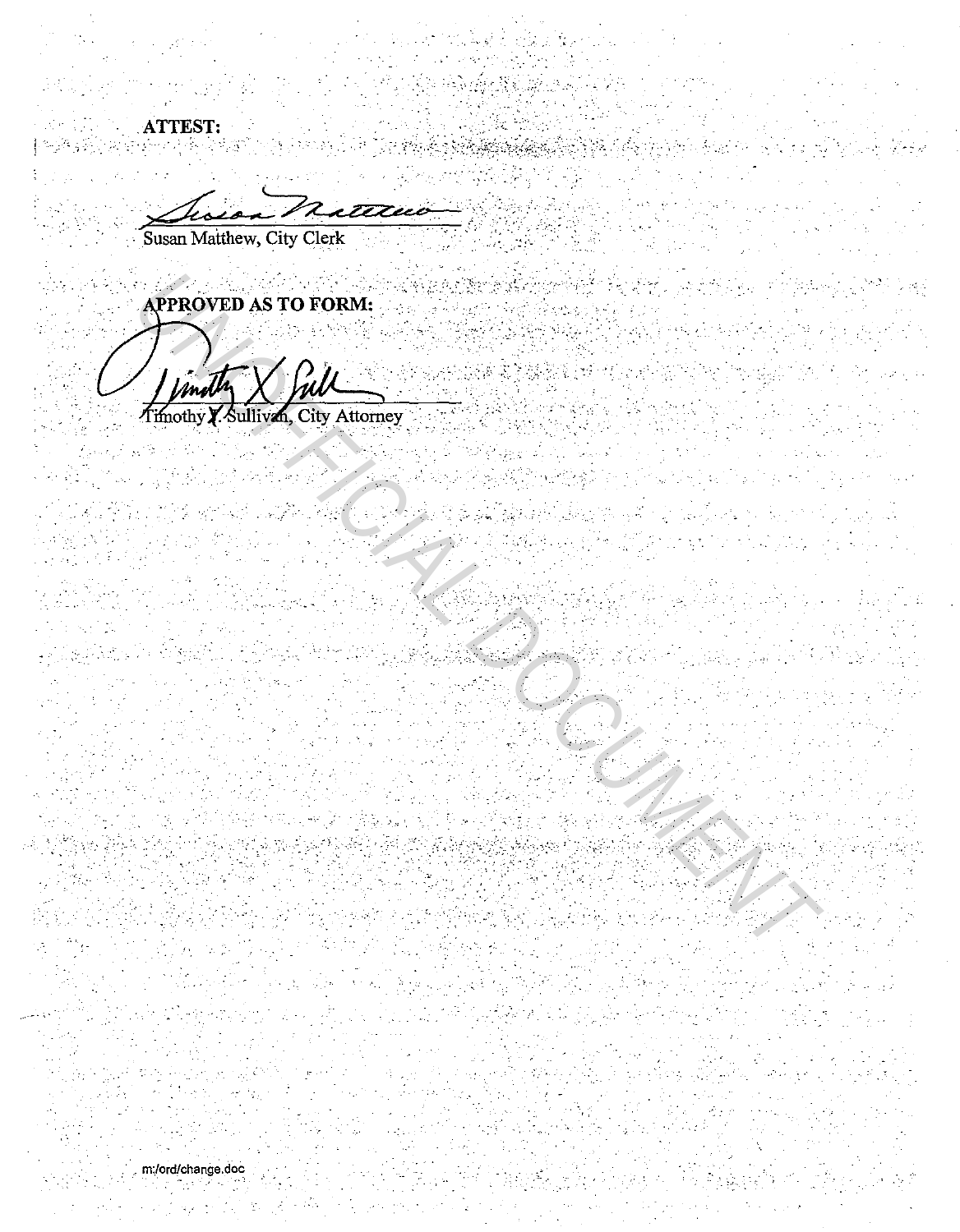**ATTEST:**

Susan Matthew, City Clerk

**APPROVED AS TO FORM:**

Timothy X. Sullivan, City Attorney

UNOFFICIAL DOCUMENT

m:/ord/change.doc